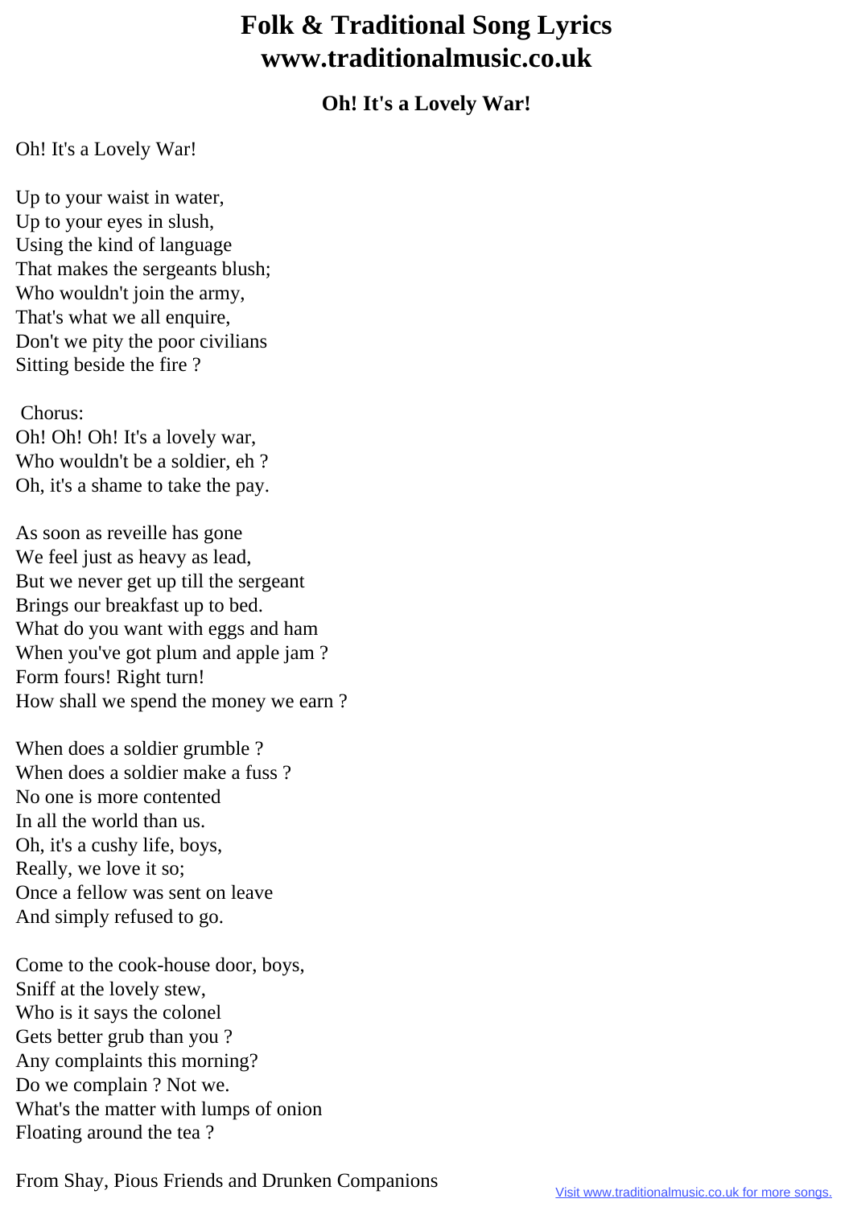# Folk & Traditional Song Lyrics
# www.traditionalmusic.co.uk

### Oh! It's a Lovely War!

Oh! It's a Lovely War!

Up to your waist in water,  
Up to your eyes in slush,  
Using the kind of language  
That makes the sergeants blush;  
Who wouldn't join the army,  
That's what we all enquire,  
Don't we pity the poor civilians  
Sitting beside the fire ?

Chorus:  
Oh! Oh! Oh! It's a lovely war,  
Who wouldn't be a soldier, eh ?  
Oh, it's a shame to take the pay.

As soon as reveille has gone  
We feel just as heavy as lead,  
But we never get up till the sergeant  
Brings our breakfast up to bed.  
What do you want with eggs and ham  
When you've got plum and apple jam ?  
Form fours! Right turn!  
How shall we spend the money we earn ?

When does a soldier grumble ?  
When does a soldier make a fuss ?  
No one is more contented  
In all the world than us.  
Oh, it's a cushy life, boys,  
Really, we love it so;  
Once a fellow was sent on leave  
And simply refused to go.

Come to the cook-house door, boys,  
Sniff at the lovely stew,  
Who is it says the colonel  
Gets better grub than you ?  
Any complaints this morning?  
Do we complain ? Not we.  
What's the matter with lumps of onion  
Floating around the tea ?

From Shay, Pious Friends and Drunken Companions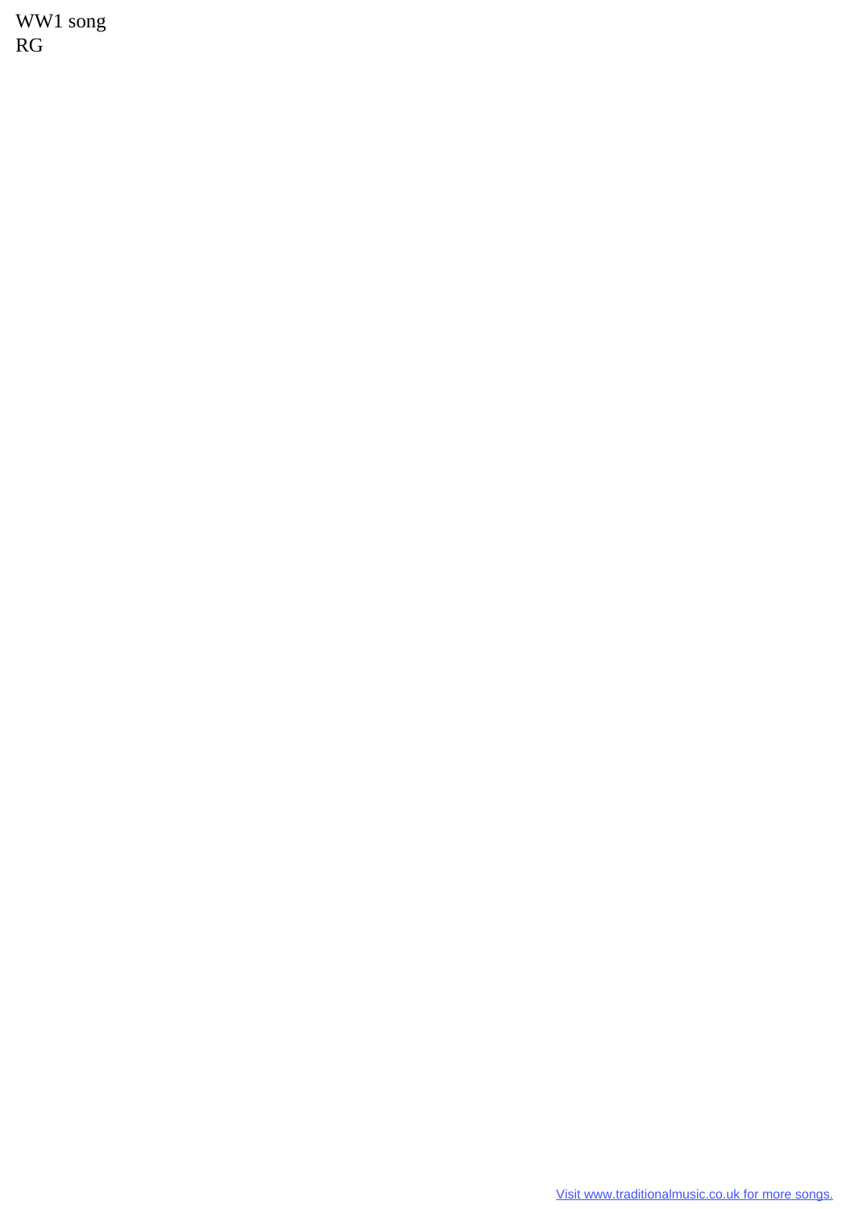WW1 song
RG